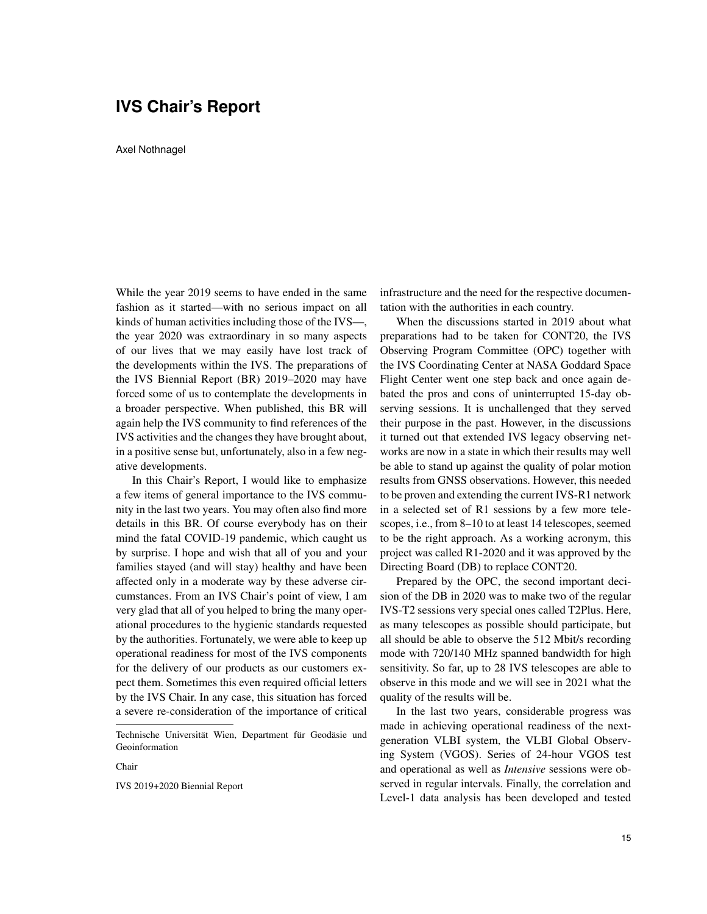# IVS Chair's Report

Axel Nothnagel

While the year 2019 seems to have ended in the same fashion as it started—with no serious impact on all kinds of human activities including those of the IVS—, the year 2020 was extraordinary in so many aspects of our lives that we may easily have lost track of the developments within the IVS. The preparations of the IVS Biennial Report (BR) 2019–2020 may have forced some of us to contemplate the developments in a broader perspective. When published, this BR will again help the IVS community to find references of the IVS activities and the changes they have brought about, in a positive sense but, unfortunately, also in a few negative developments.

In this Chair's Report, I would like to emphasize a few items of general importance to the IVS community in the last two years. You may often also find more details in this BR. Of course everybody has on their mind the fatal COVID-19 pandemic, which caught us by surprise. I hope and wish that all of you and your families stayed (and will stay) healthy and have been affected only in a moderate way by these adverse circumstances. From an IVS Chair's point of view, I am very glad that all of you helped to bring the many operational procedures to the hygienic standards requested by the authorities. Fortunately, we were able to keep up operational readiness for most of the IVS components for the delivery of our products as our customers expect them. Sometimes this even required official letters by the IVS Chair. In any case, this situation has forced a severe re-consideration of the importance of critical infrastructure and the need for the respective documentation with the authorities in each country.

When the discussions started in 2019 about what preparations had to be taken for CONT20, the IVS Observing Program Committee (OPC) together with the IVS Coordinating Center at NASA Goddard Space Flight Center went one step back and once again debated the pros and cons of uninterrupted 15-day observing sessions. It is unchallenged that they served their purpose in the past. However, in the discussions it turned out that extended IVS legacy observing networks are now in a state in which their results may well be able to stand up against the quality of polar motion results from GNSS observations. However, this needed to be proven and extending the current IVS-R1 network in a selected set of R1 sessions by a few more telescopes, i.e., from 8–10 to at least 14 telescopes, seemed to be the right approach. As a working acronym, this project was called R1-2020 and it was approved by the Directing Board (DB) to replace CONT20.

Prepared by the OPC, the second important decision of the DB in 2020 was to make two of the regular IVS-T2 sessions very special ones called T2Plus. Here, as many telescopes as possible should participate, but all should be able to observe the 512 Mbit/s recording mode with 720/140 MHz spanned bandwidth for high sensitivity. So far, up to 28 IVS telescopes are able to observe in this mode and we will see in 2021 what the quality of the results will be.

In the last two years, considerable progress was made in achieving operational readiness of the next-generation VLBI system, the VLBI Global Observing System (VGOS). Series of 24-hour VGOS test and operational as well as *Intensive* sessions were observed in regular intervals. Finally, the correlation and Level-1 data analysis has been developed and tested

---

Technische Universität Wien, Department für Geodäsie und Geoinformation

Chair

IVS 2019+2020 Biennial Report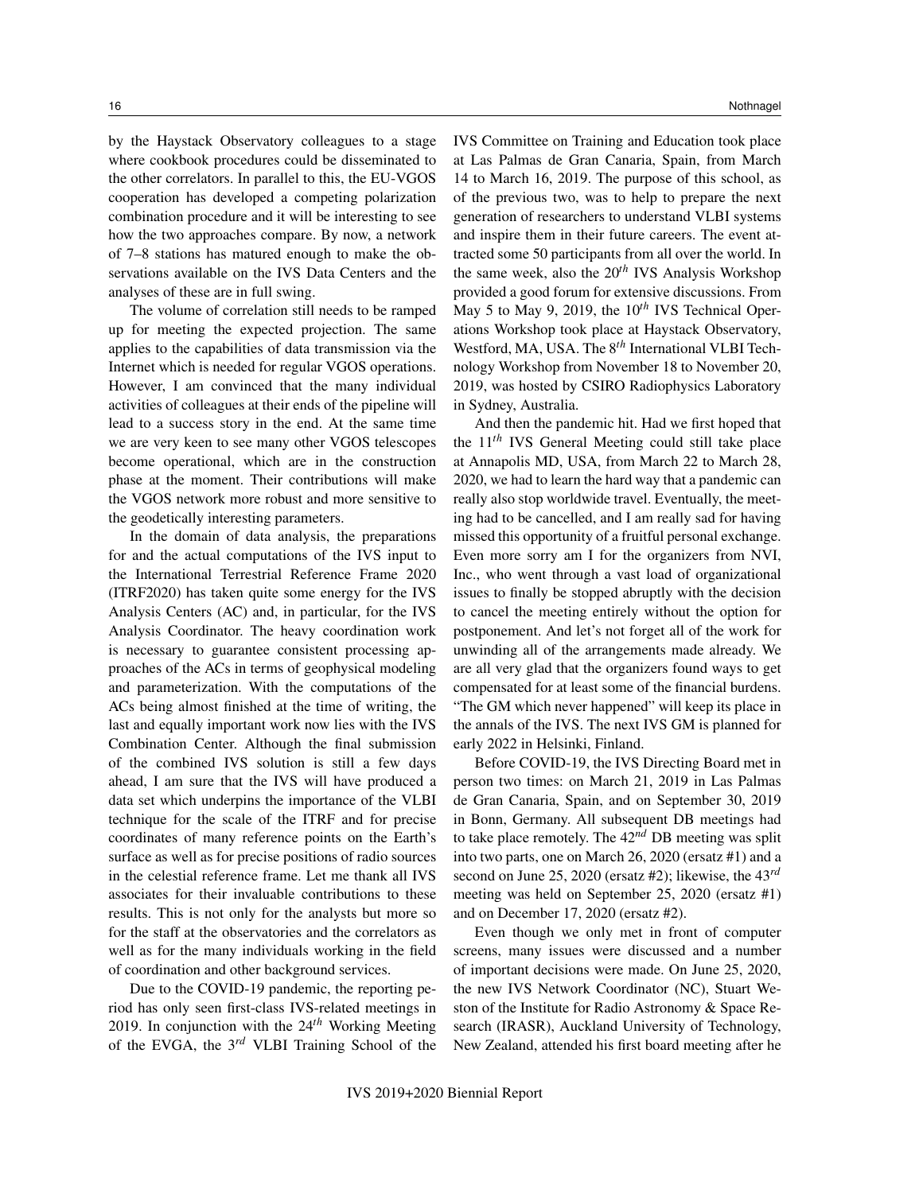by the Haystack Observatory colleagues to a stage where cookbook procedures could be disseminated to the other correlators. In parallel to this, the EU-VGOS cooperation has developed a competing polarization combination procedure and it will be interesting to see how the two approaches compare. By now, a network of 7–8 stations has matured enough to make the observations available on the IVS Data Centers and the analyses of these are in full swing.

The volume of correlation still needs to be ramped up for meeting the expected projection. The same applies to the capabilities of data transmission via the Internet which is needed for regular VGOS operations. However, I am convinced that the many individual activities of colleagues at their ends of the pipeline will lead to a success story in the end. At the same time we are very keen to see many other VGOS telescopes become operational, which are in the construction phase at the moment. Their contributions will make the VGOS network more robust and more sensitive to the geodetically interesting parameters.

In the domain of data analysis, the preparations for and the actual computations of the IVS input to the International Terrestrial Reference Frame 2020 (ITRF2020) has taken quite some energy for the IVS Analysis Centers (AC) and, in particular, for the IVS Analysis Coordinator. The heavy coordination work is necessary to guarantee consistent processing approaches of the ACs in terms of geophysical modeling and parameterization. With the computations of the ACs being almost finished at the time of writing, the last and equally important work now lies with the IVS Combination Center. Although the final submission of the combined IVS solution is still a few days ahead, I am sure that the IVS will have produced a data set which underpins the importance of the VLBI technique for the scale of the ITRF and for precise coordinates of many reference points on the Earth's surface as well as for precise positions of radio sources in the celestial reference frame. Let me thank all IVS associates for their invaluable contributions to these results. This is not only for the analysts but more so for the staff at the observatories and the correlators as well as for the many individuals working in the field of coordination and other background services.

Due to the COVID-19 pandemic, the reporting period has only seen first-class IVS-related meetings in 2019. In conjunction with the 24$^{th}$ Working Meeting of the EVGA, the 3$^{rd}$ VLBI Training School of the IVS Committee on Training and Education took place at Las Palmas de Gran Canaria, Spain, from March 14 to March 16, 2019. The purpose of this school, as of the previous two, was to help to prepare the next generation of researchers to understand VLBI systems and inspire them in their future careers. The event attracted some 50 participants from all over the world. In the same week, also the 20$^{th}$ IVS Analysis Workshop provided a good forum for extensive discussions. From May 5 to May 9, 2019, the 10$^{th}$ IVS Technical Operations Workshop took place at Haystack Observatory, Westford, MA, USA. The 8$^{th}$ International VLBI Technology Workshop from November 18 to November 20, 2019, was hosted by CSIRO Radiophysics Laboratory in Sydney, Australia.

And then the pandemic hit. Had we first hoped that the 11$^{th}$ IVS General Meeting could still take place at Annapolis MD, USA, from March 22 to March 28, 2020, we had to learn the hard way that a pandemic can really also stop worldwide travel. Eventually, the meeting had to be cancelled, and I am really sad for having missed this opportunity of a fruitful personal exchange. Even more sorry am I for the organizers from NVI, Inc., who went through a vast load of organizational issues to finally be stopped abruptly with the decision to cancel the meeting entirely without the option for postponement. And let's not forget all of the work for unwinding all of the arrangements made already. We are all very glad that the organizers found ways to get compensated for at least some of the financial burdens. "The GM which never happened" will keep its place in the annals of the IVS. The next IVS GM is planned for early 2022 in Helsinki, Finland.

Before COVID-19, the IVS Directing Board met in person two times: on March 21, 2019 in Las Palmas de Gran Canaria, Spain, and on September 30, 2019 in Bonn, Germany. All subsequent DB meetings had to take place remotely. The 42$^{nd}$ DB meeting was split into two parts, one on March 26, 2020 (ersatz #1) and a second on June 25, 2020 (ersatz #2); likewise, the 43$^{rd}$ meeting was held on September 25, 2020 (ersatz #1) and on December 17, 2020 (ersatz #2).

Even though we only met in front of computer screens, many issues were discussed and a number of important decisions were made. On June 25, 2020, the new IVS Network Coordinator (NC), Stuart Weston of the Institute for Radio Astronomy & Space Research (IRASR), Auckland University of Technology, New Zealand, attended his first board meeting after he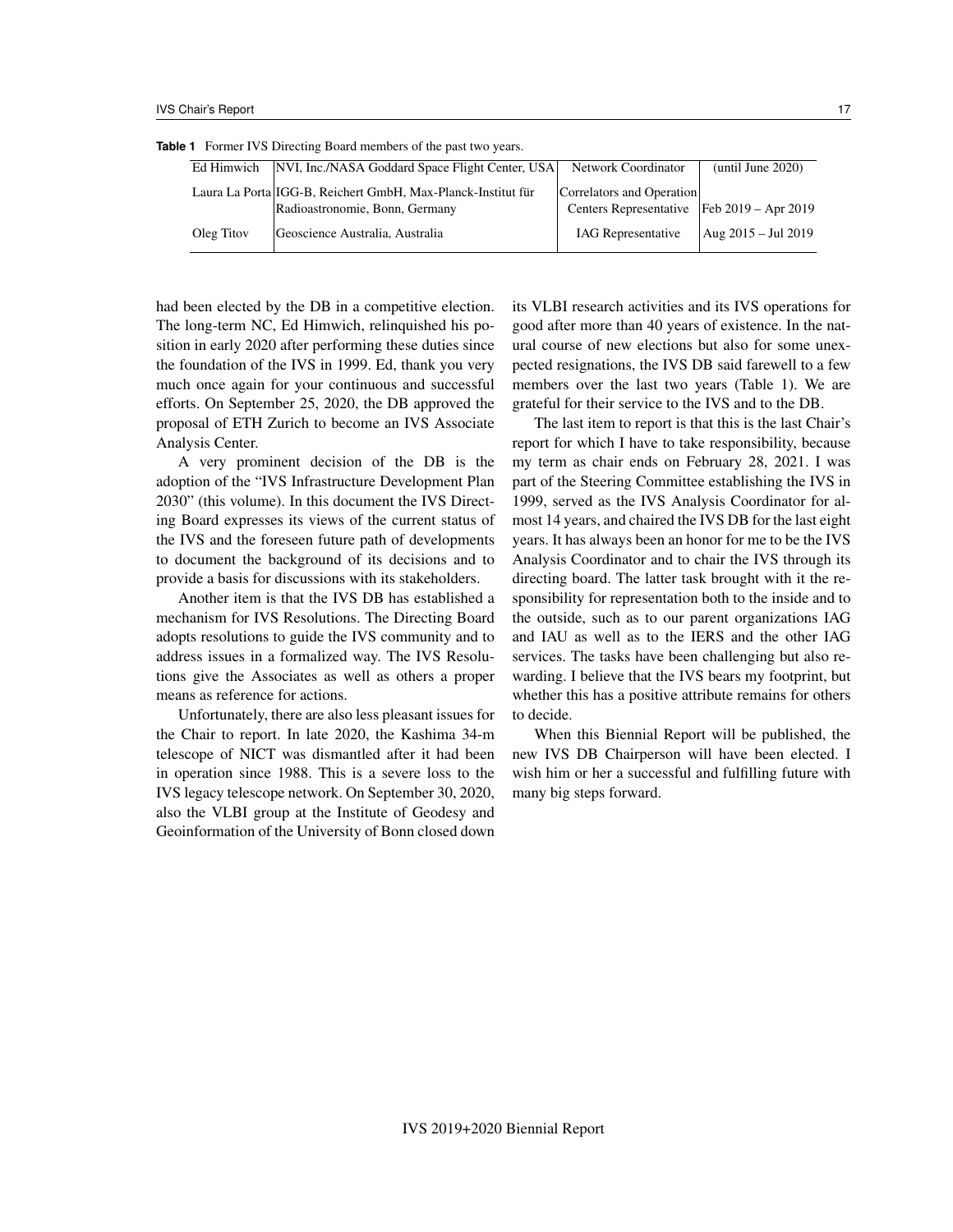**Table 1** Former IVS Directing Board members of the past two years.

| | | | |
|---|---|---|---|
| Ed Himwich | NVI, Inc./NASA Goddard Space Flight Center, USA | Network Coordinator | (until June 2020) |
| Laura La Porta | IGG-B, Reichert GmbH, Max-Planck-Institut für Radioastronomie, Bonn, Germany | Correlators and Operation Centers Representative | Feb 2019 – Apr 2019 |
| Oleg Titov | Geoscience Australia, Australia | IAG Representative | Aug 2015 – Jul 2019 |

had been elected by the DB in a competitive election. The long-term NC, Ed Himwich, relinquished his position in early 2020 after performing these duties since the foundation of the IVS in 1999. Ed, thank you very much once again for your continuous and successful efforts. On September 25, 2020, the DB approved the proposal of ETH Zurich to become an IVS Associate Analysis Center.

A very prominent decision of the DB is the adoption of the "IVS Infrastructure Development Plan 2030" (this volume). In this document the IVS Directing Board expresses its views of the current status of the IVS and the foreseen future path of developments to document the background of its decisions and to provide a basis for discussions with its stakeholders.

Another item is that the IVS DB has established a mechanism for IVS Resolutions. The Directing Board adopts resolutions to guide the IVS community and to address issues in a formalized way. The IVS Resolutions give the Associates as well as others a proper means as reference for actions.

Unfortunately, there are also less pleasant issues for the Chair to report. In late 2020, the Kashima 34-m telescope of NICT was dismantled after it had been in operation since 1988. This is a severe loss to the IVS legacy telescope network. On September 30, 2020, also the VLBI group at the Institute of Geodesy and Geoinformation of the University of Bonn closed down its VLBI research activities and its IVS operations for good after more than 40 years of existence. In the natural course of new elections but also for some unexpected resignations, the IVS DB said farewell to a few members over the last two years (Table 1). We are grateful for their service to the IVS and to the DB.

The last item to report is that this is the last Chair's report for which I have to take responsibility, because my term as chair ends on February 28, 2021. I was part of the Steering Committee establishing the IVS in 1999, served as the IVS Analysis Coordinator for almost 14 years, and chaired the IVS DB for the last eight years. It has always been an honor for me to be the IVS Analysis Coordinator and to chair the IVS through its directing board. The latter task brought with it the responsibility for representation both to the inside and to the outside, such as to our parent organizations IAG and IAU as well as to the IERS and the other IAG services. The tasks have been challenging but also rewarding. I believe that the IVS bears my footprint, but whether this has a positive attribute remains for others to decide.

When this Biennial Report will be published, the new IVS DB Chairperson will have been elected. I wish him or her a successful and fulfilling future with many big steps forward.